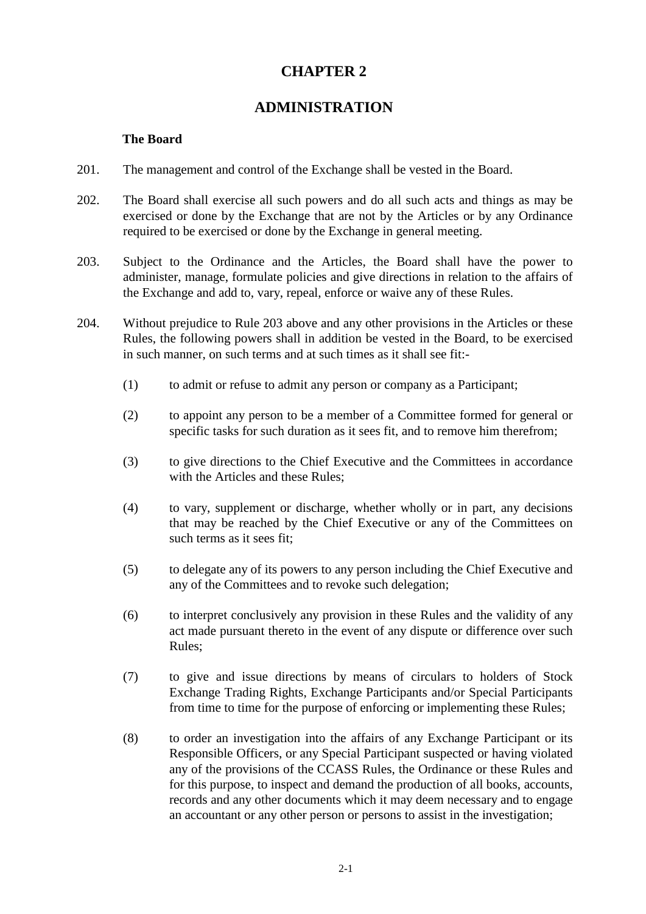# CHAPTER 2

# ADMINISTRATION

### The Board

201. The management and control of the Exchange shall be vested in the Board.

202. The Board shall exercise all such powers and do all such acts and things as may be exercised or done by the Exchange that are not by the Articles or by any Ordinance required to be exercised or done by the Exchange in general meeting.

203. Subject to the Ordinance and the Articles, the Board shall have the power to administer, manage, formulate policies and give directions in relation to the affairs of the Exchange and add to, vary, repeal, enforce or waive any of these Rules.

204. Without prejudice to Rule 203 above and any other provisions in the Articles or these Rules, the following powers shall in addition be vested in the Board, to be exercised in such manner, on such terms and at such times as it shall see fit:-

   (1) to admit or refuse to admit any person or company as a Participant;

   (2) to appoint any person to be a member of a Committee formed for general or specific tasks for such duration as it sees fit, and to remove him therefrom;

   (3) to give directions to the Chief Executive and the Committees in accordance with the Articles and these Rules;

   (4) to vary, supplement or discharge, whether wholly or in part, any decisions that may be reached by the Chief Executive or any of the Committees on such terms as it sees fit;

   (5) to delegate any of its powers to any person including the Chief Executive and any of the Committees and to revoke such delegation;

   (6) to interpret conclusively any provision in these Rules and the validity of any act made pursuant thereto in the event of any dispute or difference over such Rules;

   (7) to give and issue directions by means of circulars to holders of Stock Exchange Trading Rights, Exchange Participants and/or Special Participants from time to time for the purpose of enforcing or implementing these Rules;

   (8) to order an investigation into the affairs of any Exchange Participant or its Responsible Officers, or any Special Participant suspected or having violated any of the provisions of the CCASS Rules, the Ordinance or these Rules and for this purpose, to inspect and demand the production of all books, accounts, records and any other documents which it may deem necessary and to engage an accountant or any other person or persons to assist in the investigation;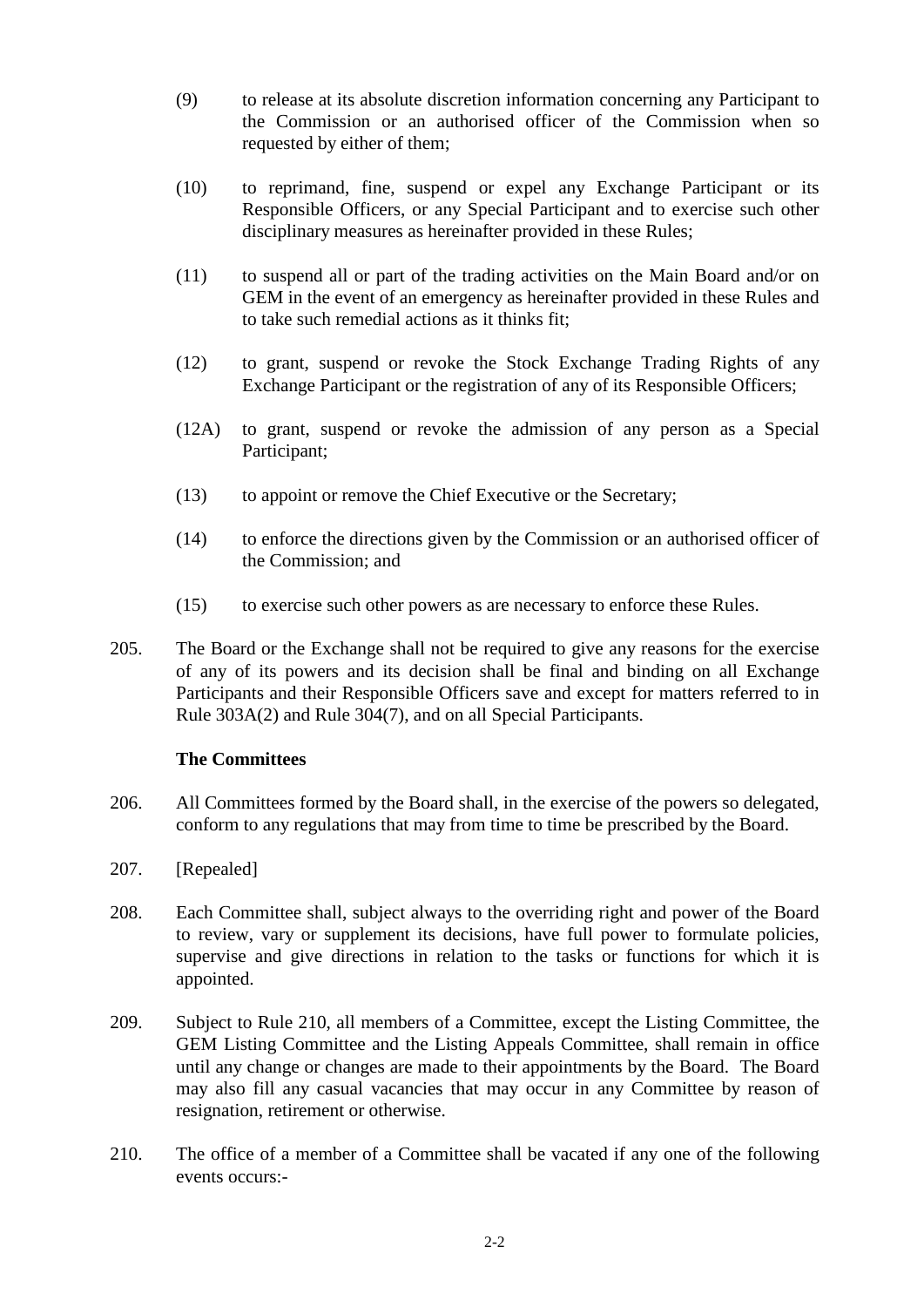(9) to release at its absolute discretion information concerning any Participant to the Commission or an authorised officer of the Commission when so requested by either of them;

(10) to reprimand, fine, suspend or expel any Exchange Participant or its Responsible Officers, or any Special Participant and to exercise such other disciplinary measures as hereinafter provided in these Rules;

(11) to suspend all or part of the trading activities on the Main Board and/or on GEM in the event of an emergency as hereinafter provided in these Rules and to take such remedial actions as it thinks fit;

(12) to grant, suspend or revoke the Stock Exchange Trading Rights of any Exchange Participant or the registration of any of its Responsible Officers;

(12A) to grant, suspend or revoke the admission of any person as a Special Participant;

(13) to appoint or remove the Chief Executive or the Secretary;

(14) to enforce the directions given by the Commission or an authorised officer of the Commission; and

(15) to exercise such other powers as are necessary to enforce these Rules.

205. The Board or the Exchange shall not be required to give any reasons for the exercise of any of its powers and its decision shall be final and binding on all Exchange Participants and their Responsible Officers save and except for matters referred to in Rule 303A(2) and Rule 304(7), and on all Special Participants.

**The Committees**

206. All Committees formed by the Board shall, in the exercise of the powers so delegated, conform to any regulations that may from time to time be prescribed by the Board.

207. [Repealed]

208. Each Committee shall, subject always to the overriding right and power of the Board to review, vary or supplement its decisions, have full power to formulate policies, supervise and give directions in relation to the tasks or functions for which it is appointed.

209. Subject to Rule 210, all members of a Committee, except the Listing Committee, the GEM Listing Committee and the Listing Appeals Committee, shall remain in office until any change or changes are made to their appointments by the Board. The Board may also fill any casual vacancies that may occur in any Committee by reason of resignation, retirement or otherwise.

210. The office of a member of a Committee shall be vacated if any one of the following events occurs:-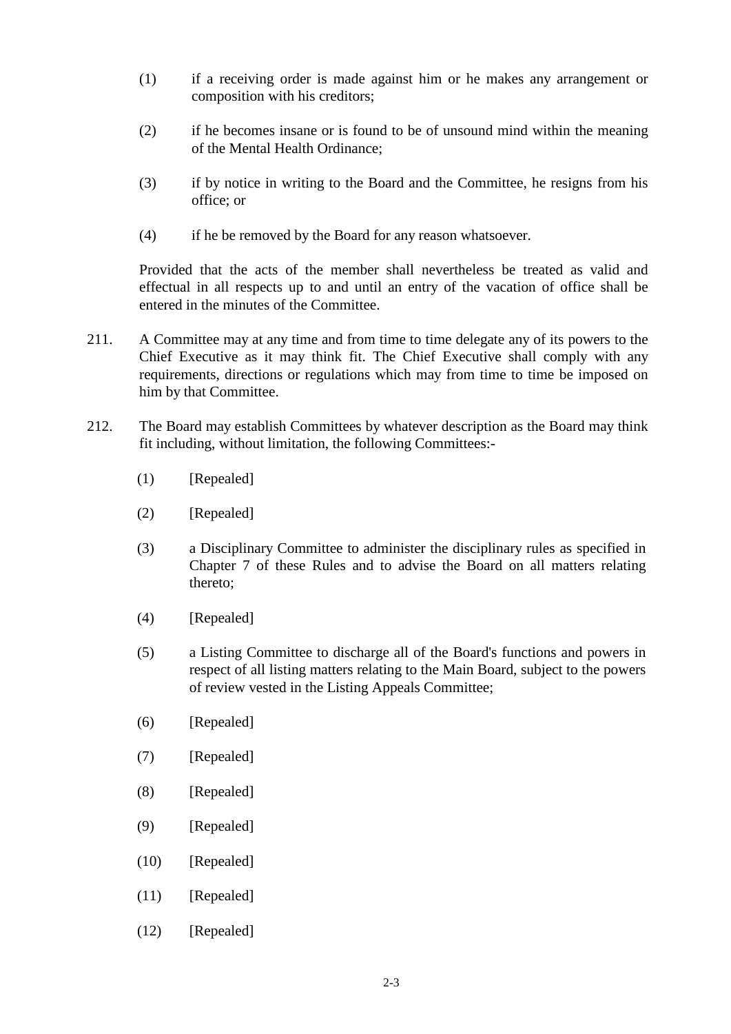(1) if a receiving order is made against him or he makes any arrangement or composition with his creditors;

(2) if he becomes insane or is found to be of unsound mind within the meaning of the Mental Health Ordinance;

(3) if by notice in writing to the Board and the Committee, he resigns from his office; or

(4) if he be removed by the Board for any reason whatsoever.

Provided that the acts of the member shall nevertheless be treated as valid and effectual in all respects up to and until an entry of the vacation of office shall be entered in the minutes of the Committee.

211. A Committee may at any time and from time to time delegate any of its powers to the Chief Executive as it may think fit. The Chief Executive shall comply with any requirements, directions or regulations which may from time to time be imposed on him by that Committee.

212. The Board may establish Committees by whatever description as the Board may think fit including, without limitation, the following Committees:-

(1) [Repealed]

(2) [Repealed]

(3) a Disciplinary Committee to administer the disciplinary rules as specified in Chapter 7 of these Rules and to advise the Board on all matters relating thereto;

(4) [Repealed]

(5) a Listing Committee to discharge all of the Board's functions and powers in respect of all listing matters relating to the Main Board, subject to the powers of review vested in the Listing Appeals Committee;

(6) [Repealed]

(7) [Repealed]

(8) [Repealed]

(9) [Repealed]

(10) [Repealed]

(11) [Repealed]

(12) [Repealed]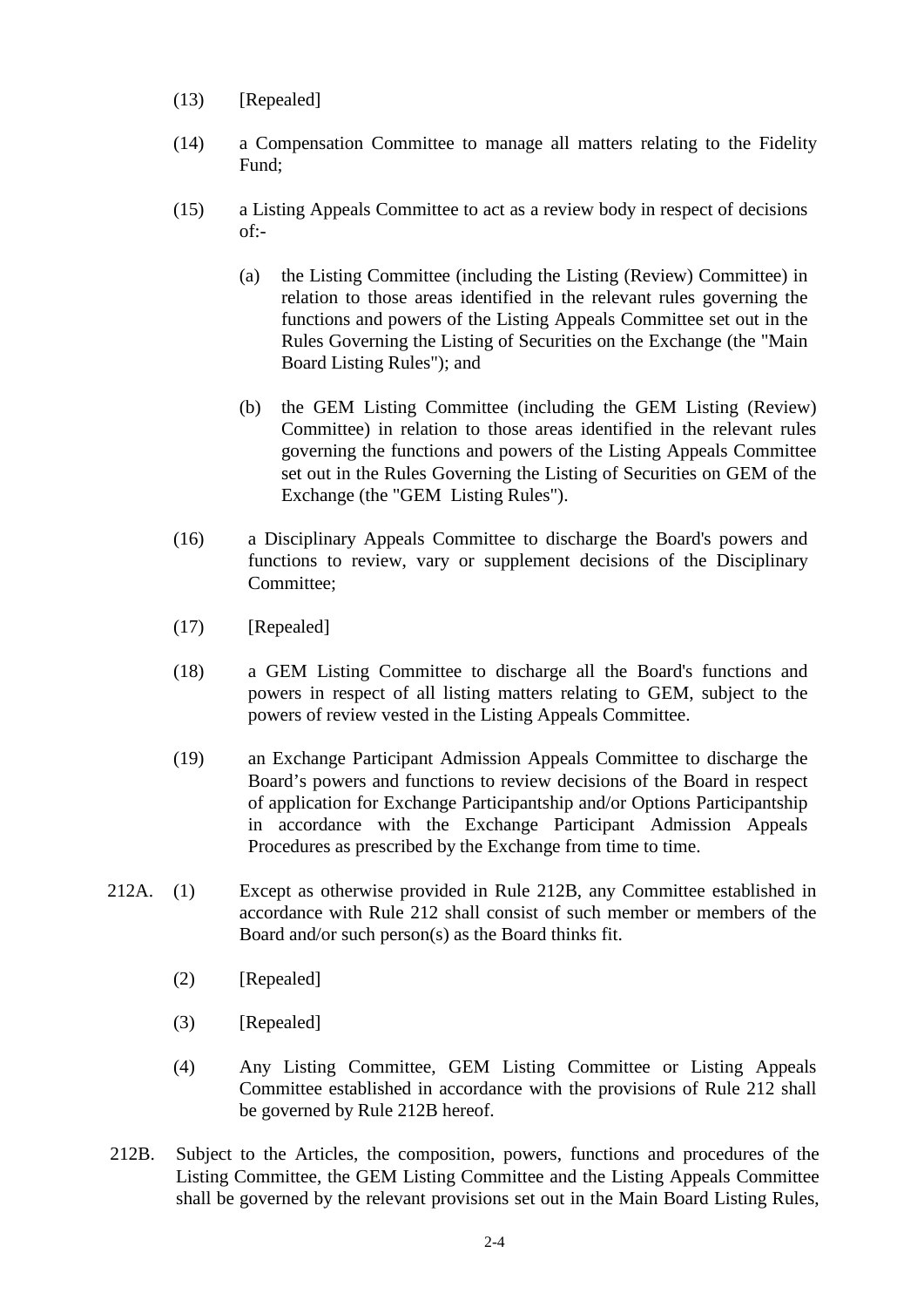(13) [Repealed]

(14) a Compensation Committee to manage all matters relating to the Fidelity Fund;

(15) a Listing Appeals Committee to act as a review body in respect of decisions of:-

   (a) the Listing Committee (including the Listing (Review) Committee) in relation to those areas identified in the relevant rules governing the functions and powers of the Listing Appeals Committee set out in the Rules Governing the Listing of Securities on the Exchange (the "Main Board Listing Rules"); and

   (b) the GEM Listing Committee (including the GEM Listing (Review) Committee) in relation to those areas identified in the relevant rules governing the functions and powers of the Listing Appeals Committee set out in the Rules Governing the Listing of Securities on GEM of the Exchange (the "GEM Listing Rules").

(16) a Disciplinary Appeals Committee to discharge the Board's powers and functions to review, vary or supplement decisions of the Disciplinary Committee;

(17) [Repealed]

(18) a GEM Listing Committee to discharge all the Board's functions and powers in respect of all listing matters relating to GEM, subject to the powers of review vested in the Listing Appeals Committee.

(19) an Exchange Participant Admission Appeals Committee to discharge the Board's powers and functions to review decisions of the Board in respect of application for Exchange Participantship and/or Options Participantship in accordance with the Exchange Participant Admission Appeals Procedures as prescribed by the Exchange from time to time.

212A. (1) Except as otherwise provided in Rule 212B, any Committee established in accordance with Rule 212 shall consist of such member or members of the Board and/or such person(s) as the Board thinks fit.

(2) [Repealed]

(3) [Repealed]

(4) Any Listing Committee, GEM Listing Committee or Listing Appeals Committee established in accordance with the provisions of Rule 212 shall be governed by Rule 212B hereof.

212B. Subject to the Articles, the composition, powers, functions and procedures of the Listing Committee, the GEM Listing Committee and the Listing Appeals Committee shall be governed by the relevant provisions set out in the Main Board Listing Rules,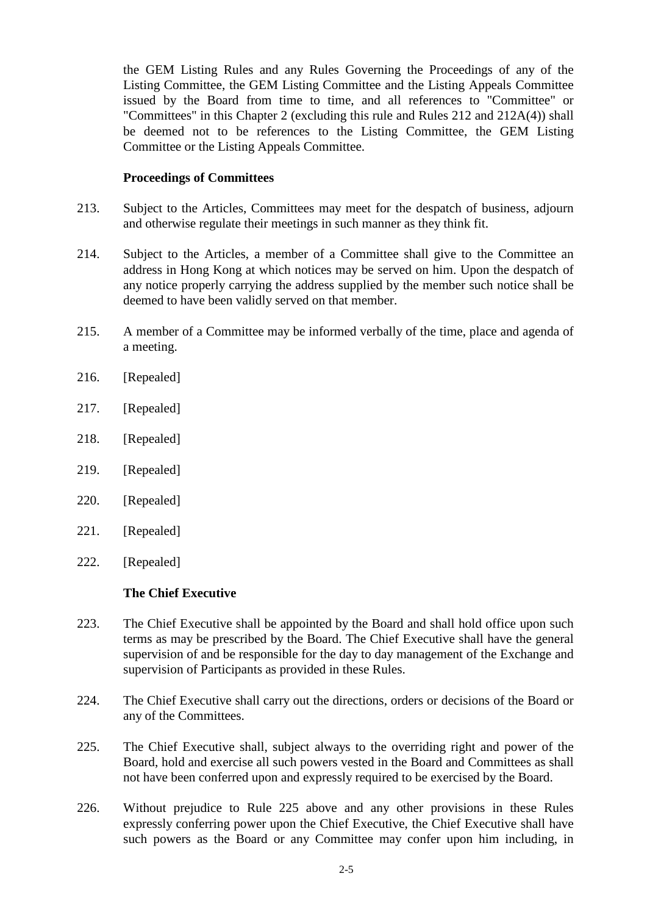the GEM Listing Rules and any Rules Governing the Proceedings of any of the Listing Committee, the GEM Listing Committee and the Listing Appeals Committee issued by the Board from time to time, and all references to "Committee" or "Committees" in this Chapter 2 (excluding this rule and Rules 212 and 212A(4)) shall be deemed not to be references to the Listing Committee, the GEM Listing Committee or the Listing Appeals Committee.

**Proceedings of Committees**

213. Subject to the Articles, Committees may meet for the despatch of business, adjourn and otherwise regulate their meetings in such manner as they think fit.

214. Subject to the Articles, a member of a Committee shall give to the Committee an address in Hong Kong at which notices may be served on him. Upon the despatch of any notice properly carrying the address supplied by the member such notice shall be deemed to have been validly served on that member.

215. A member of a Committee may be informed verbally of the time, place and agenda of a meeting.

216. [Repealed]

217. [Repealed]

218. [Repealed]

219. [Repealed]

220. [Repealed]

221. [Repealed]

222. [Repealed]

**The Chief Executive**

223. The Chief Executive shall be appointed by the Board and shall hold office upon such terms as may be prescribed by the Board. The Chief Executive shall have the general supervision of and be responsible for the day to day management of the Exchange and supervision of Participants as provided in these Rules.

224. The Chief Executive shall carry out the directions, orders or decisions of the Board or any of the Committees.

225. The Chief Executive shall, subject always to the overriding right and power of the Board, hold and exercise all such powers vested in the Board and Committees as shall not have been conferred upon and expressly required to be exercised by the Board.

226. Without prejudice to Rule 225 above and any other provisions in these Rules expressly conferring power upon the Chief Executive, the Chief Executive shall have such powers as the Board or any Committee may confer upon him including, in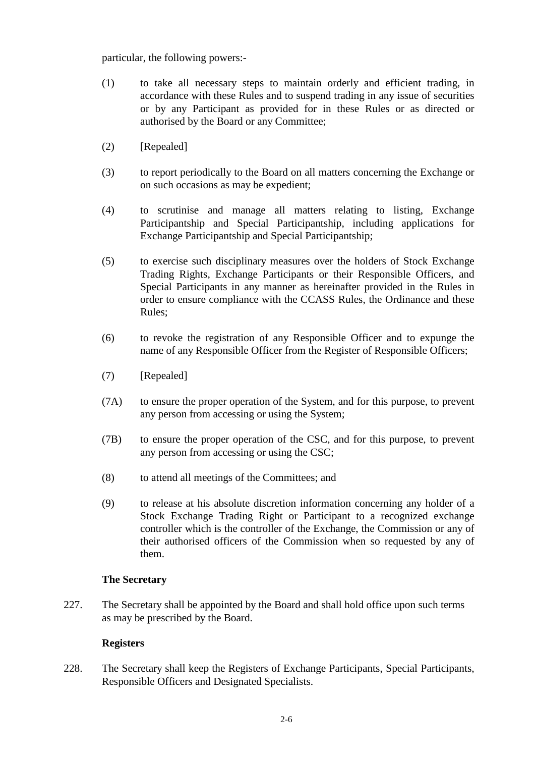particular, the following powers:-

(1) to take all necessary steps to maintain orderly and efficient trading, in accordance with these Rules and to suspend trading in any issue of securities or by any Participant as provided for in these Rules or as directed or authorised by the Board or any Committee;

(2) [Repealed]

(3) to report periodically to the Board on all matters concerning the Exchange or on such occasions as may be expedient;

(4) to scrutinise and manage all matters relating to listing, Exchange Participantship and Special Participantship, including applications for Exchange Participantship and Special Participantship;

(5) to exercise such disciplinary measures over the holders of Stock Exchange Trading Rights, Exchange Participants or their Responsible Officers, and Special Participants in any manner as hereinafter provided in the Rules in order to ensure compliance with the CCASS Rules, the Ordinance and these Rules;

(6) to revoke the registration of any Responsible Officer and to expunge the name of any Responsible Officer from the Register of Responsible Officers;

(7) [Repealed]

(7A) to ensure the proper operation of the System, and for this purpose, to prevent any person from accessing or using the System;

(7B) to ensure the proper operation of the CSC, and for this purpose, to prevent any person from accessing or using the CSC;

(8) to attend all meetings of the Committees; and

(9) to release at his absolute discretion information concerning any holder of a Stock Exchange Trading Right or Participant to a recognized exchange controller which is the controller of the Exchange, the Commission or any of their authorised officers of the Commission when so requested by any of them.

**The Secretary**

227. The Secretary shall be appointed by the Board and shall hold office upon such terms as may be prescribed by the Board.

**Registers**

228. The Secretary shall keep the Registers of Exchange Participants, Special Participants, Responsible Officers and Designated Specialists.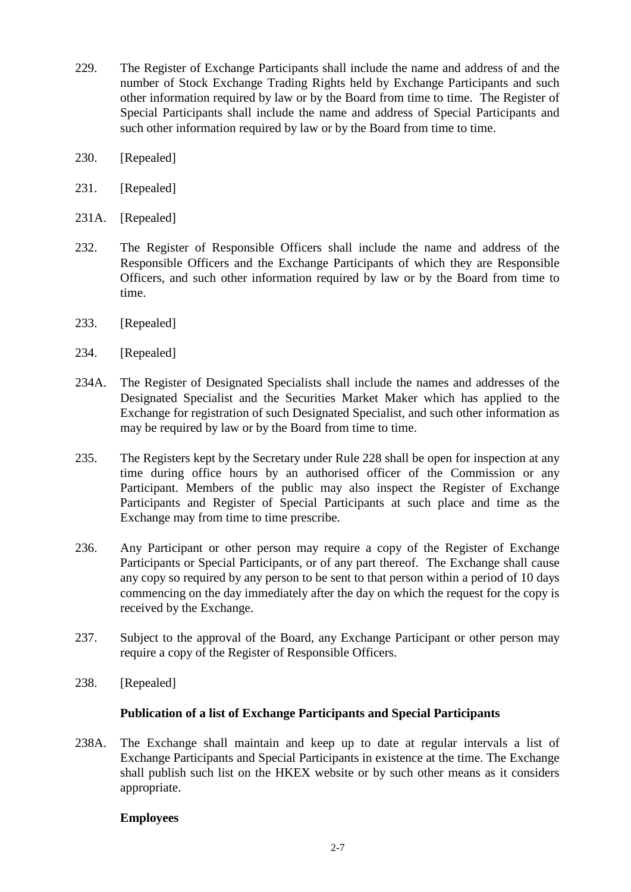229. The Register of Exchange Participants shall include the name and address of and the number of Stock Exchange Trading Rights held by Exchange Participants and such other information required by law or by the Board from time to time. The Register of Special Participants shall include the name and address of Special Participants and such other information required by law or by the Board from time to time.

230. [Repealed]

231. [Repealed]

231A. [Repealed]

232. The Register of Responsible Officers shall include the name and address of the Responsible Officers and the Exchange Participants of which they are Responsible Officers, and such other information required by law or by the Board from time to time.

233. [Repealed]

234. [Repealed]

234A. The Register of Designated Specialists shall include the names and addresses of the Designated Specialist and the Securities Market Maker which has applied to the Exchange for registration of such Designated Specialist, and such other information as may be required by law or by the Board from time to time.

235. The Registers kept by the Secretary under Rule 228 shall be open for inspection at any time during office hours by an authorised officer of the Commission or any Participant. Members of the public may also inspect the Register of Exchange Participants and Register of Special Participants at such place and time as the Exchange may from time to time prescribe.

236. Any Participant or other person may require a copy of the Register of Exchange Participants or Special Participants, or of any part thereof. The Exchange shall cause any copy so required by any person to be sent to that person within a period of 10 days commencing on the day immediately after the day on which the request for the copy is received by the Exchange.

237. Subject to the approval of the Board, any Exchange Participant or other person may require a copy of the Register of Responsible Officers.

238. [Repealed]

**Publication of a list of Exchange Participants and Special Participants**

238A. The Exchange shall maintain and keep up to date at regular intervals a list of Exchange Participants and Special Participants in existence at the time. The Exchange shall publish such list on the HKEX website or by such other means as it considers appropriate.

**Employees**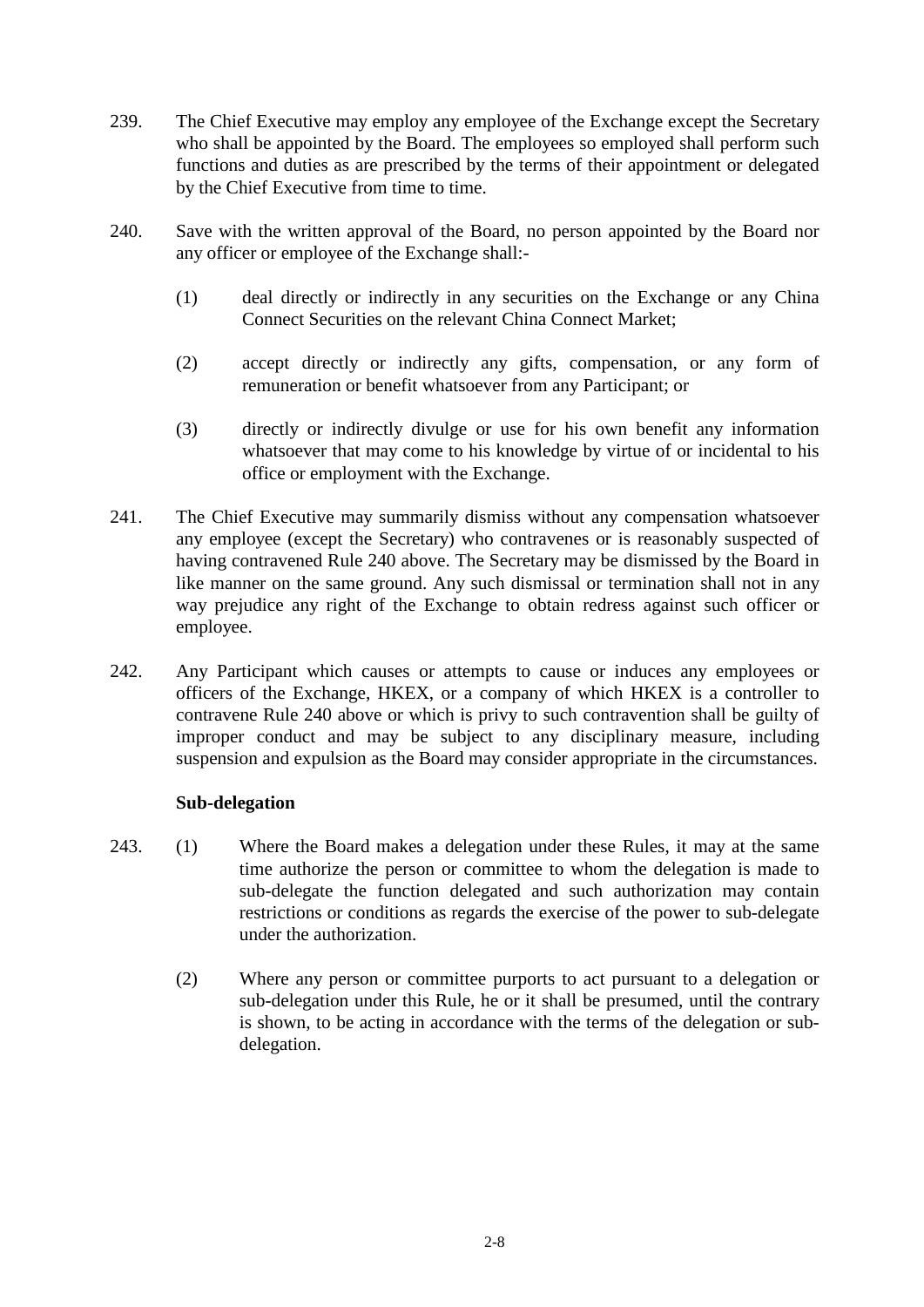239. The Chief Executive may employ any employee of the Exchange except the Secretary who shall be appointed by the Board. The employees so employed shall perform such functions and duties as are prescribed by the terms of their appointment or delegated by the Chief Executive from time to time.

240. Save with the written approval of the Board, no person appointed by the Board nor any officer or employee of the Exchange shall:-

   (1) deal directly or indirectly in any securities on the Exchange or any China Connect Securities on the relevant China Connect Market;

   (2) accept directly or indirectly any gifts, compensation, or any form of remuneration or benefit whatsoever from any Participant; or

   (3) directly or indirectly divulge or use for his own benefit any information whatsoever that may come to his knowledge by virtue of or incidental to his office or employment with the Exchange.

241. The Chief Executive may summarily dismiss without any compensation whatsoever any employee (except the Secretary) who contravenes or is reasonably suspected of having contravened Rule 240 above. The Secretary may be dismissed by the Board in like manner on the same ground. Any such dismissal or termination shall not in any way prejudice any right of the Exchange to obtain redress against such officer or employee.

242. Any Participant which causes or attempts to cause or induces any employees or officers of the Exchange, HKEX, or a company of which HKEX is a controller to contravene Rule 240 above or which is privy to such contravention shall be guilty of improper conduct and may be subject to any disciplinary measure, including suspension and expulsion as the Board may consider appropriate in the circumstances.

**Sub-delegation**

243. (1) Where the Board makes a delegation under these Rules, it may at the same time authorize the person or committee to whom the delegation is made to sub-delegate the function delegated and such authorization may contain restrictions or conditions as regards the exercise of the power to sub-delegate under the authorization.

   (2) Where any person or committee purports to act pursuant to a delegation or sub-delegation under this Rule, he or it shall be presumed, until the contrary is shown, to be acting in accordance with the terms of the delegation or sub-delegation.